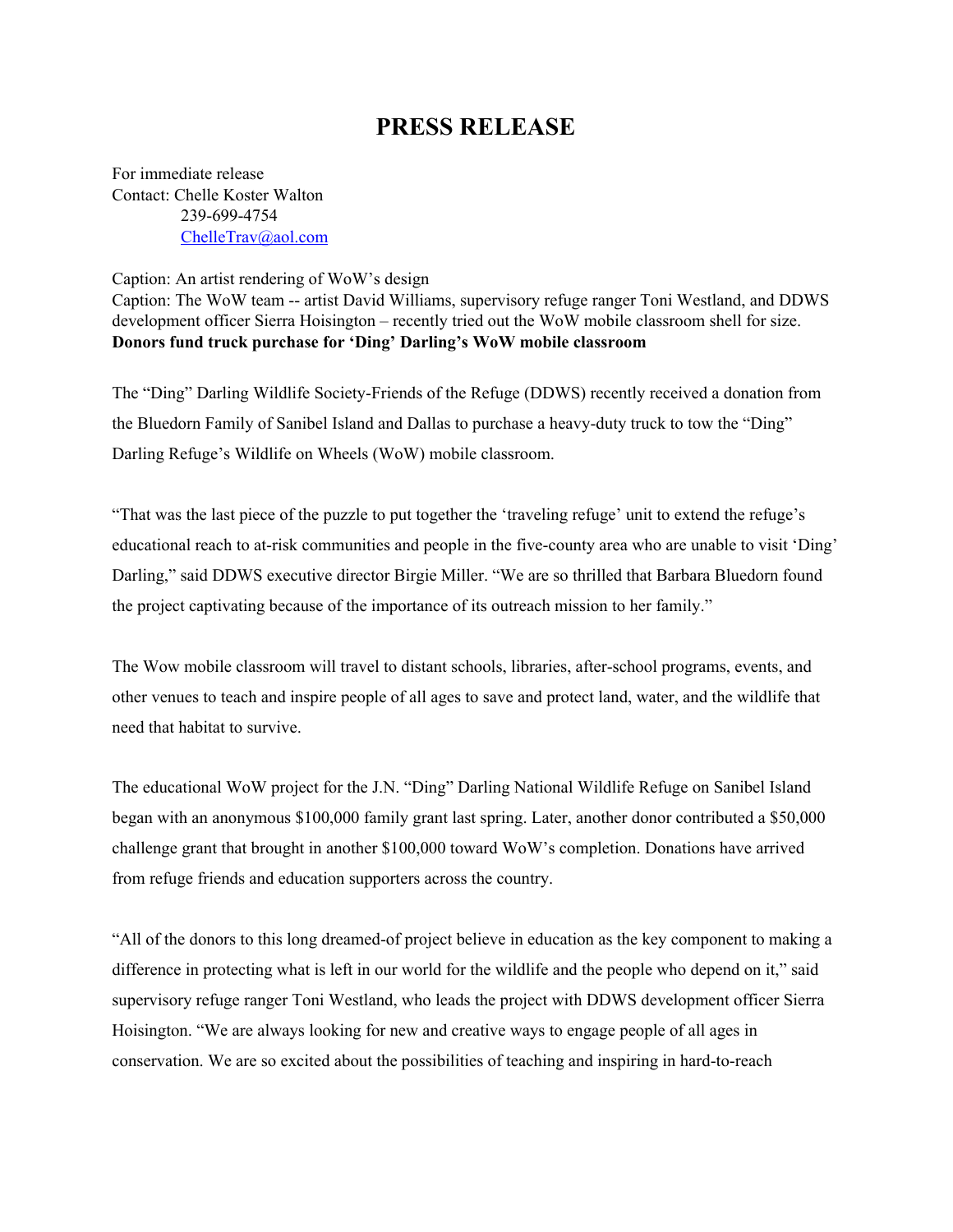# PRESS RELEASE

For immediate release
Contact: Chelle Koster Walton
239-699-4754
ChelleTrav@aol.com

Caption: An artist rendering of WoW's design
Caption: The WoW team -- artist David Williams, supervisory refuge ranger Toni Westland, and DDWS development officer Sierra Hoisington – recently tried out the WoW mobile classroom shell for size.

**Donors fund truck purchase for 'Ding' Darling's WoW mobile classroom**

The "Ding" Darling Wildlife Society-Friends of the Refuge (DDWS) recently received a donation from the Bluedorn Family of Sanibel Island and Dallas to purchase a heavy-duty truck to tow the "Ding" Darling Refuge's Wildlife on Wheels (WoW) mobile classroom.

"That was the last piece of the puzzle to put together the 'traveling refuge' unit to extend the refuge's educational reach to at-risk communities and people in the five-county area who are unable to visit 'Ding' Darling," said DDWS executive director Birgie Miller. "We are so thrilled that Barbara Bluedorn found the project captivating because of the importance of its outreach mission to her family."

The Wow mobile classroom will travel to distant schools, libraries, after-school programs, events, and other venues to teach and inspire people of all ages to save and protect land, water, and the wildlife that need that habitat to survive.

The educational WoW project for the J.N. "Ding" Darling National Wildlife Refuge on Sanibel Island began with an anonymous $100,000 family grant last spring. Later, another donor contributed a $50,000 challenge grant that brought in another $100,000 toward WoW's completion. Donations have arrived from refuge friends and education supporters across the country.

"All of the donors to this long dreamed-of project believe in education as the key component to making a difference in protecting what is left in our world for the wildlife and the people who depend on it," said supervisory refuge ranger Toni Westland, who leads the project with DDWS development officer Sierra Hoisington. "We are always looking for new and creative ways to engage people of all ages in conservation. We are so excited about the possibilities of teaching and inspiring in hard-to-reach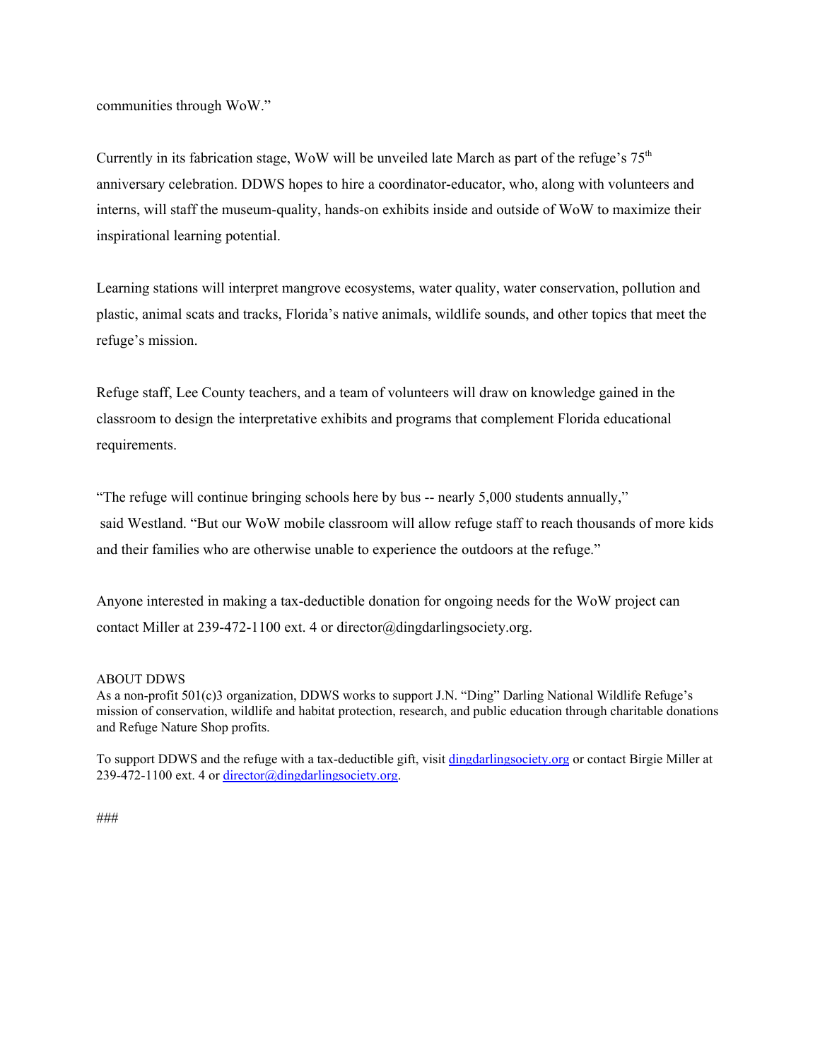communities through WoW."

Currently in its fabrication stage, WoW will be unveiled late March as part of the refuge's 75th anniversary celebration. DDWS hopes to hire a coordinator-educator, who, along with volunteers and interns, will staff the museum-quality, hands-on exhibits inside and outside of WoW to maximize their inspirational learning potential.

Learning stations will interpret mangrove ecosystems, water quality, water conservation, pollution and plastic, animal scats and tracks, Florida's native animals, wildlife sounds, and other topics that meet the refuge's mission.

Refuge staff, Lee County teachers, and a team of volunteers will draw on knowledge gained in the classroom to design the interpretative exhibits and programs that complement Florida educational requirements.

"The refuge will continue bringing schools here by bus -- nearly 5,000 students annually," said Westland. "But our WoW mobile classroom will allow refuge staff to reach thousands of more kids and their families who are otherwise unable to experience the outdoors at the refuge."

Anyone interested in making a tax-deductible donation for ongoing needs for the WoW project can contact Miller at 239-472-1100 ext. 4 or director@dingdarlingsociety.org.

ABOUT DDWS
As a non-profit 501(c)3 organization, DDWS works to support J.N. "Ding" Darling National Wildlife Refuge's mission of conservation, wildlife and habitat protection, research, and public education through charitable donations and Refuge Nature Shop profits.

To support DDWS and the refuge with a tax-deductible gift, visit dingdarlingsociety.org or contact Birgie Miller at 239-472-1100 ext. 4 or director@dingdarlingsociety.org.

###